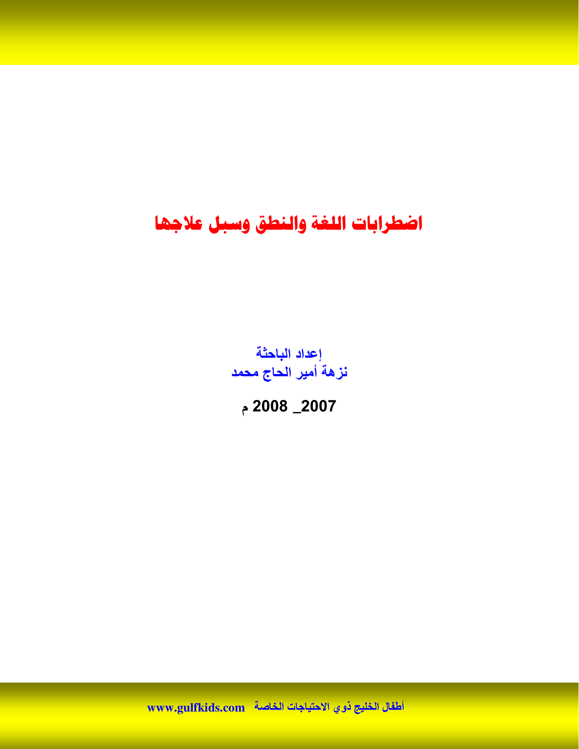# اضطرابات اللغة والنطق وسبل علاجها

إعداد الباحثة
نزهة أمير الحاج محمد

2007_ 2008 م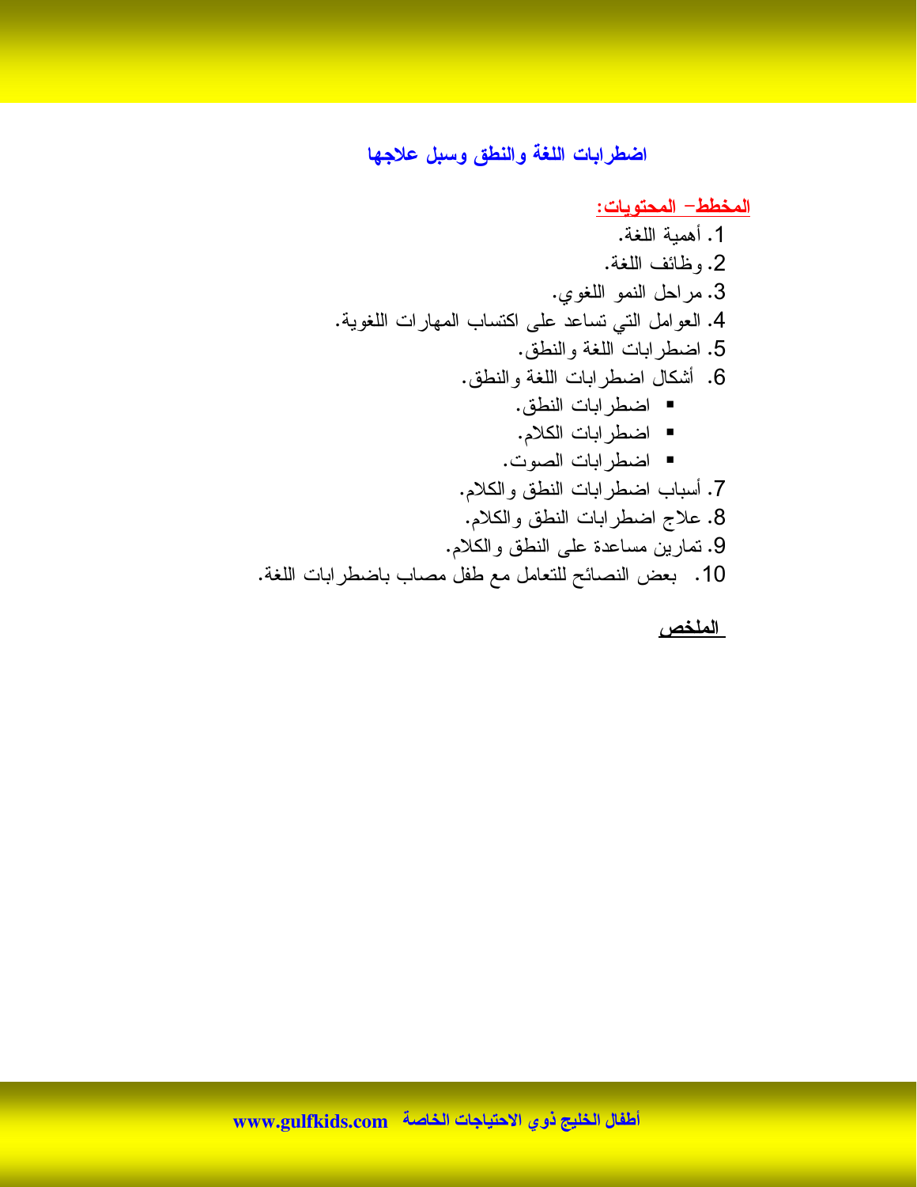## اضطرابات اللغة والنطق وسبل علاجها

**المخطط– المحتويات:**

1. أهمية اللغة.
2. وظائف اللغة.
3. مراحل النمو اللغوي.
4. العوامل التي تساعد على اكتساب المهارات اللغوية.
5. اضطرابات اللغة والنطق.
6. أشكال اضطرابات اللغة والنطق.
   - اضطرابات النطق.
   - اضطرابات الكلام.
   - اضطرابات الصوت.
7. أسباب اضطرابات النطق والكلام.
8. علاج اضطرابات النطق والكلام.
9. تمارين مساعدة على النطق والكلام.
10. بعض النصائح للتعامل مع طفل مصاب باضطرابات اللغة.

**الملخص**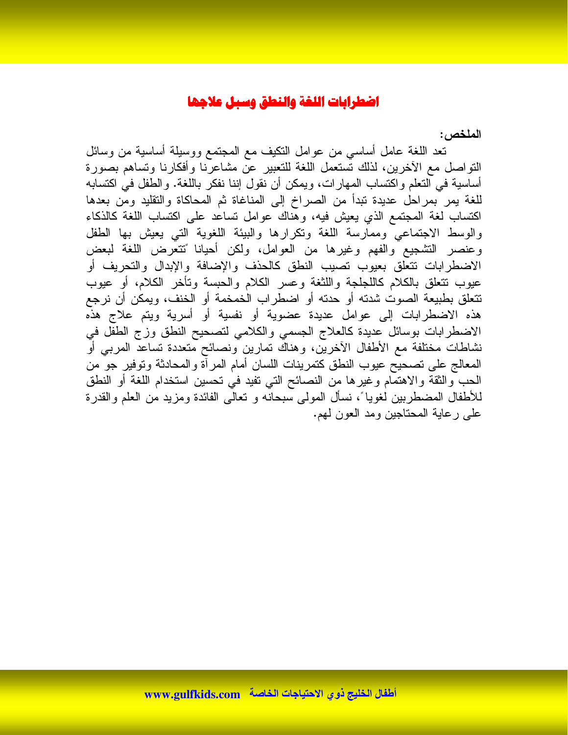# اضطرابات اللغة والنطق وسبل علاجها

**الملخص:**

تعد اللغة عامل أساسي من عوامل التكيف مع المجتمع ووسيلة أساسية من وسائل التواصل مع الآخرين، لذلك تستعمل اللغة للتعبير عن مشاعرنا وأفكارنا وتساهم بصورة أساسية في التعلم واكتساب المهارات، ويمكن أن نقول إننا نفكر باللغة. والطفل في اكتسابه للغة يمر بمراحل عديدة تبدأ من الصراخ إلى المناغاة ثم المحاكاة والتقليد ومن بعدها اكتساب لغة المجتمع الذي يعيش فيه، وهناك عوامل تساعد على اكتساب اللغة كالذكاء والوسط الاجتماعي وممارسة اللغة وتكرارها والبيئة اللغوية التي يعيش بها الطفل وعنصر التشجيع والفهم وغيرها من العوامل، ولكن أحيانا ًتتعرض اللغة لبعض الاضطرابات تتعلق بعيوب تصيب النطق كالحذف والإضافة والإبدال والتحريف أو عيوب تتعلق بالكلام كاللجلجة واللثغة وعسر الكلام والحبسة وتأخر الكلام، أو عيوب تتعلق بطبيعة الصوت شدته أو حدته أو اضطراب الخمخمة أو الخنف، ويمكن أن نرجع هذه الاضطرابات إلى عوامل عديدة عضوية أو نفسية أو أسرية ويتم علاج هذه الاضطرابات بوسائل عديدة كالعلاج الجسمي والكلامي لتصحيح النطق وزج الطفل في نشاطات مختلفة مع الأطفال الآخرين، وهناك تمارين ونصائح متعددة تساعد المربي أو المعالج على تصحيح عيوب النطق كتمرينات اللسان أمام المرآة والمحادثة وتوفير جو من الحب والثقة والاهتمام وغيرها من النصائح التي تفيد في تحسين استخدام اللغة أو النطق للأطفال المضطربين لغوياً، نسأل المولى سبحانه و تعالى الفائدة ومزيد من العلم والقدرة على رعاية المحتاجين ومد العون لهم.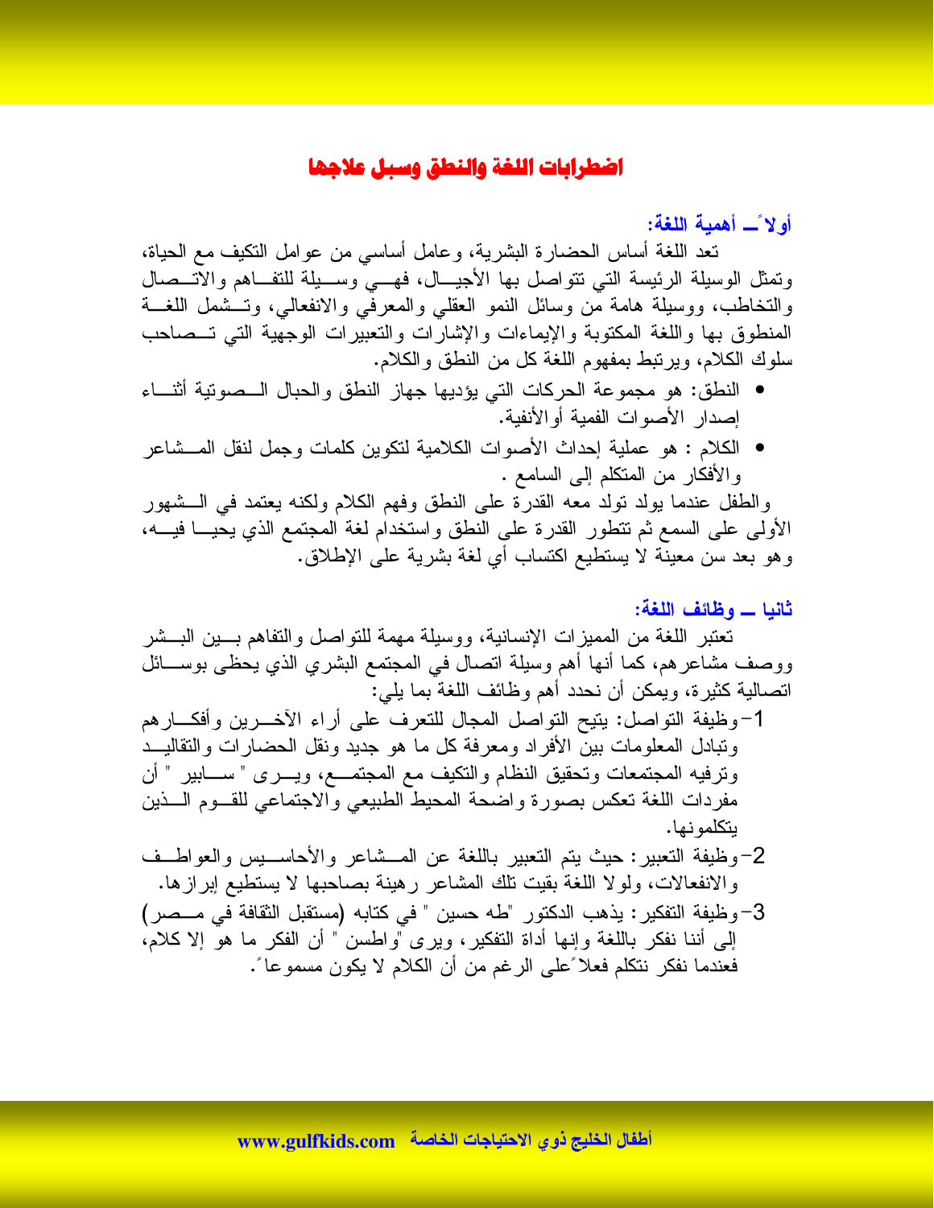# اضطرابات اللغة والنطق وسبل علاجها

## أولاً ــ أهمية اللغة:

تعد اللغة أساس الحضارة البشرية، وعامل أساسي من عوامل التكيف مع الحياة، وتمثل الوسيلة الرئيسة التي تتواصل بها الأجيال، فهي وسيلة للتفاهم والاتصال والتخاطب، ووسيلة هامة من وسائل النمو العقلي والمعرفي والانفعالي، وتشمل اللغة المنطوق بها واللغة المكتوبة والإيماءات والإشارات والتعبيرات الوجهية التي تصاحب سلوك الكلام، ويرتبط بمفهوم اللغة كل من النطق والكلام.

- النطق: هو مجموعة الحركات التي يؤديها جهاز النطق والحبال الصوتية أثناء إصدار الأصوات الفمية أو الأنفية.
- الكلام : هو عملية إحداث الأصوات الكلامية لتكوين كلمات وجمل لنقل المشاعر والأفكار من المتكلم إلى السامع .

والطفل عندما يولد تولد معه القدرة على النطق وفهم الكلام ولكنه يعتمد في الشهور الأولى على السمع ثم تتطور القدرة على النطق واستخدام لغة المجتمع الذي يحيا فيه، وهو بعد سن معينة لا يستطيع اكتساب أي لغة بشرية على الإطلاق.

## ثانيا ــ وظائف اللغة:

تعتبر اللغة من المميزات الإنسانية، ووسيلة مهمة للتواصل والتفاهم بين البشر ووصف مشاعرهم، كما أنها أهم وسيلة اتصال في المجتمع البشري الذي يحظى بوسائل اتصالية كثيرة، ويمكن أن نحدد أهم وظائف اللغة بما يلي:

1- وظيفة التواصل: يتيح التواصل المجال للتعرف على أراء الآخرين وأفكارهم وتبادل المعلومات بين الأفراد ومعرفة كل ما هو جديد ونقل الحضارات والتقاليد وترفيه المجتمعات وتحقيق النظام والتكيف مع المجتمع، ويرى " سابير " أن مفردات اللغة تعكس بصورة واضحة المحيط الطبيعي والاجتماعي للقوم الذين يتكلمونها.
2- وظيفة التعبير: حيث يتم التعبير باللغة عن المشاعر والأحاسيس والعواطف والانفعالات، ولولا اللغة بقيت تلك المشاعر رهينة بصاحبها لا يستطيع إبرازها.
3- وظيفة التفكير: يذهب الدكتور "طه حسين " في كتابه (مستقبل الثقافة في مصر) إلى أننا نفكر باللغة وإنها أداة التفكير، ويرى "واطسن " أن الفكر ما هو إلا كلام، فعندما نفكر نتكلم فعلاً على الرغم من أن الكلام لا يكون مسموعاً.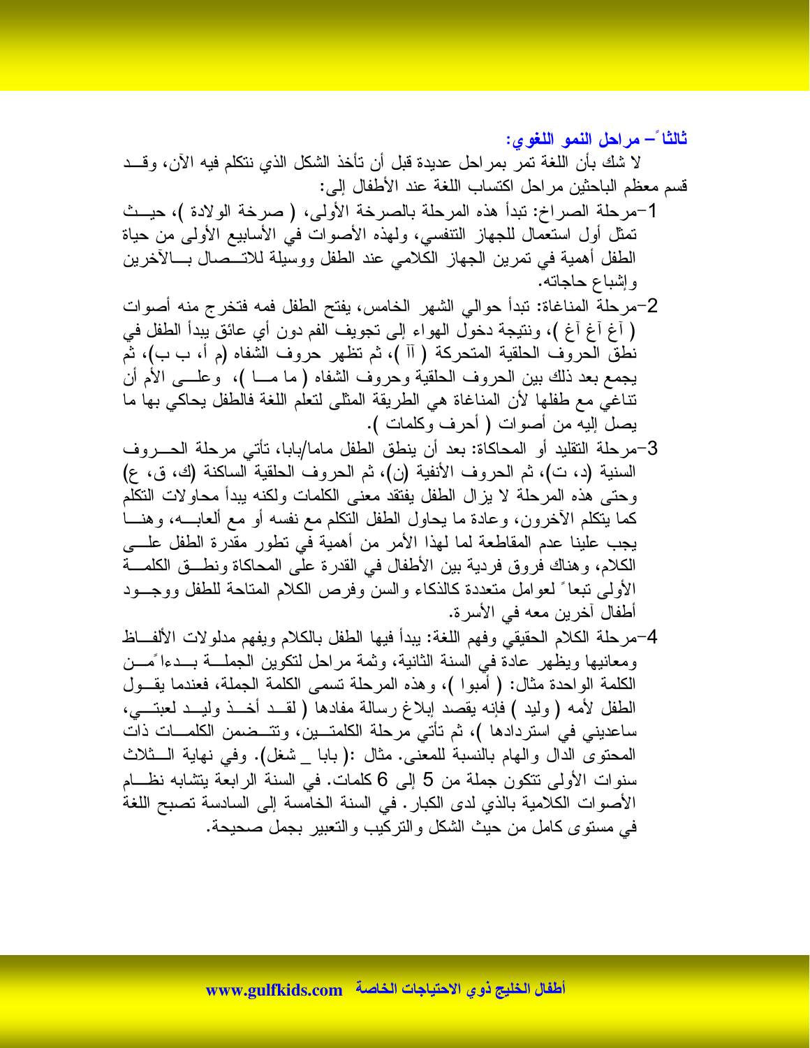**ثالثاً – مراحل النمو اللغوي:**

لا شك بأن اللغة تمر بمراحل عديدة قبل أن تأخذ الشكل الذي نتكلم فيه الآن، وقد قسم معظم الباحثين مراحل اكتساب اللغة عند الأطفال إلى:

1- مرحلة الصراخ: تبدأ هذه المرحلة بالصرخة الأولى، ( صرخة الولادة )، حيث تمثل أول استعمال للجهاز التنفسي، ولهذه الأصوات في الأسابيع الأولى من حياة الطفل أهمية في تمرين الجهاز الكلامي عند الطفل ووسيلة للاتصال بالآخرين وإشباع حاجاته.

2- مرحلة المناغاة: تبدأ حوالي الشهر الخامس، يفتح الطفل فمه فتخرج منه أصوات ( آغ آغ آغ )، ونتيجة دخول الهواء إلى تجويف الفم دون أي عائق يبدأ الطفل في نطق الحروف الحلقية المتحركة ( آآ )، ثم تظهر حروف الشفاه (م أ، ب ب)، ثم يجمع بعد ذلك بين الحروف الحلقية وحروف الشفاه ( ما ما )، وعلى الأم أن تناغي مع طفلها لأن المناغاة هي الطريقة المثلى لتعلم اللغة فالطفل يحاكي بها ما يصل إليه من أصوات ( أحرف وكلمات ).

3- مرحلة التقليد أو المحاكاة: بعد أن ينطق الطفل ماما/بابا، تأتي مرحلة الحروف السنية (د، ت)، ثم الحروف الأنفية (ن)، ثم الحروف الحلقية الساكنة (ك، ق، ع) وحتى هذه المرحلة لا يزال الطفل يفتقد معنى الكلمات ولكنه يبدأ محاولات التكلم كما يتكلم الآخرون، وعادة ما يحاول الطفل التكلم مع نفسه أو مع ألعابه، وهنا يجب علينا عدم المقاطعة لما لهذا الأمر من أهمية في تطور مقدرة الطفل على الكلام، وهناك فروق فردية بين الأطفال في القدرة على المحاكاة ونطق الكلمة الأولى تبعاً لعوامل متعددة كالذكاء والسن وفرص الكلام المتاحة للطفل ووجود أطفال آخرين معه في الأسرة.

4- مرحلة الكلام الحقيقي وفهم اللغة: يبدأ فيها الطفل بالكلام ويفهم مدلولات الألفاظ ومعانيها ويظهر عادة في السنة الثانية، وثمة مراحل لتكوين الجملة بدءاً من الكلمة الواحدة مثال: ( أمبوا )، وهذه المرحلة تسمى الكلمة الجملة، فعندما يقول الطفل لأمه ( وليد ) فإنه يقصد إبلاغ رسالة مفادها ( لقد أخذ وليد لعبتي، ساعديني في استردادها )، ثم تأتي مرحلة الكلمتين، وتتضمن الكلمات ذات المحتوى الدال والهام بالنسبة للمعنى. مثال :( بابا _ شغل). وفي نهاية الثلاث سنوات الأولى تتكون جملة من 5 إلى 6 كلمات. في السنة الرابعة يتشابه نظام الأصوات الكلامية بالذي لدى الكبار. في السنة الخامسة إلى السادسة تصبح اللغة في مستوى كامل من حيث الشكل والتركيب والتعبير بجمل صحيحة.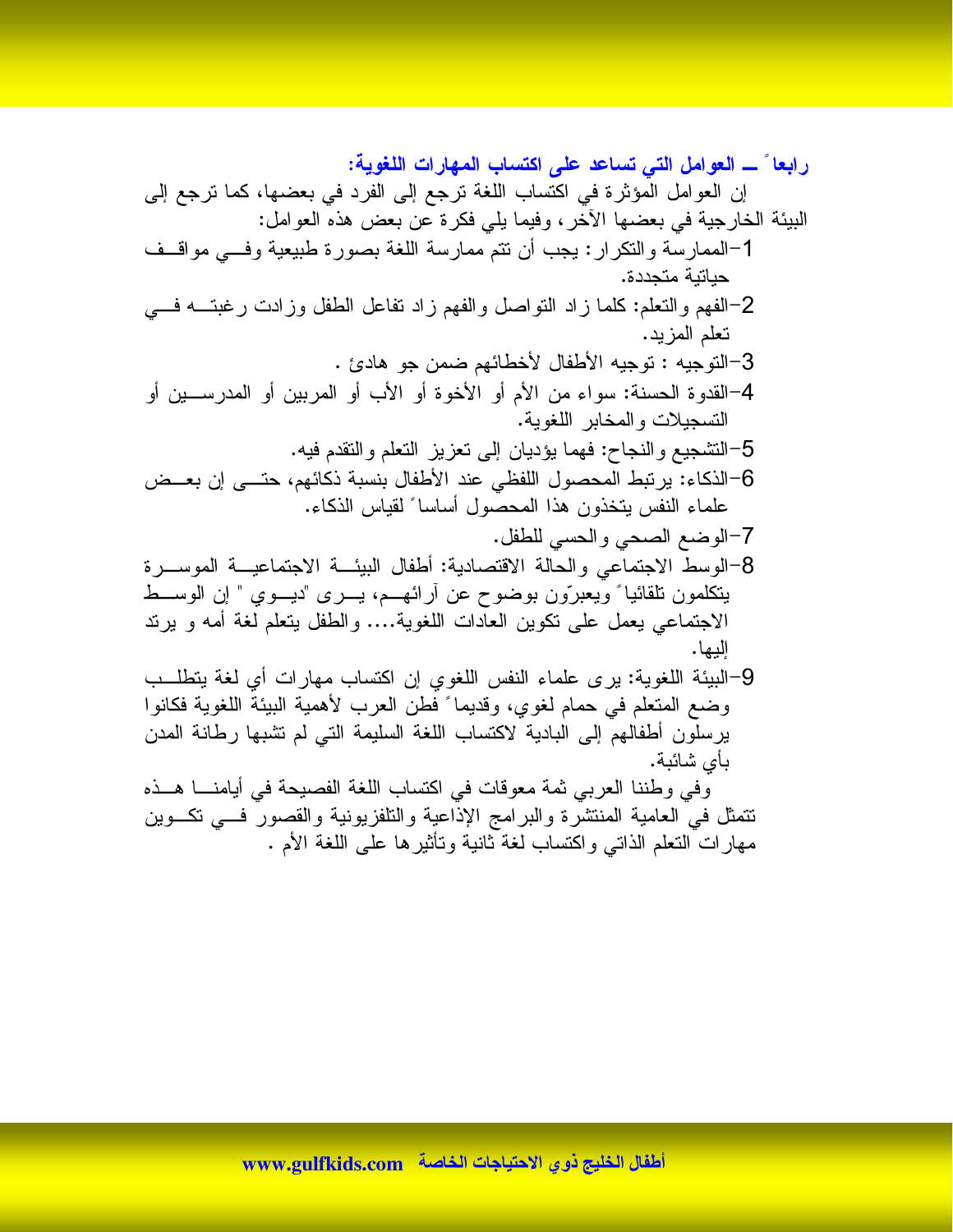### رابعاً ــ العوامل التي تساعد على اكتساب المهارات اللغوية:

إن العوامل المؤثرة في اكتساب اللغة ترجع إلى الفرد في بعضها، كما ترجع إلى البيئة الخارجية في بعضها الآخر، وفيما يلي فكرة عن بعض هذه العوامل:

1- الممارسة والتكرار: يجب أن تتم ممارسة اللغة بصورة طبيعية وفي مواقف حياتية متجددة.
2- الفهم والتعلم: كلما زاد التواصل والفهم زاد تفاعل الطفل وزادت رغبته في تعلم المزيد.
3- التوجيه : توجيه الأطفال لأخطائهم ضمن جو هادئ .
4- القدوة الحسنة: سواء من الأم أو الأخوة أو الأب أو المربين أو المدرسين أو التسجيلات والمخابر اللغوية.
5- التشجيع والنجاح: فهما يؤديان إلى تعزيز التعلم والتقدم فيه.
6- الذكاء: يرتبط المحصول اللفظي عند الأطفال بنسبة ذكائهم، حتى إن بعض علماء النفس يتخذون هذا المحصول أساساً لقياس الذكاء.
7- الوضع الصحي والحسي للطفل.
8- الوسط الاجتماعي والحالة الاقتصادية: أطفال البيئة الاجتماعية الموسرة يتكلمون تلقائياً ويعبرّون بوضوح عن آرائهم، يرى "ديوي " إن الوسط الاجتماعي يعمل على تكوين العادات اللغوية.... والطفل يتعلم لغة أمه و يرتد إليها.
9- البيئة اللغوية: يرى علماء النفس اللغوي إن اكتساب مهارات أي لغة يتطلب وضع المتعلم في حمام لغوي، وقديماً فطن العرب لأهمية البيئة اللغوية فكانوا يرسلون أطفالهم إلى البادية لاكتساب اللغة السليمة التي لم تشبها رطانة المدن بأي شائبة.

وفي وطننا العربي ثمة معوقات في اكتساب اللغة الفصيحة في أيامنا هذه تتمثل في العامية المنتشرة والبرامج الإذاعية والتلفزيونية والقصور في تكوين مهارات التعلم الذاتي واكتساب لغة ثانية وتأثيرها على اللغة الأم .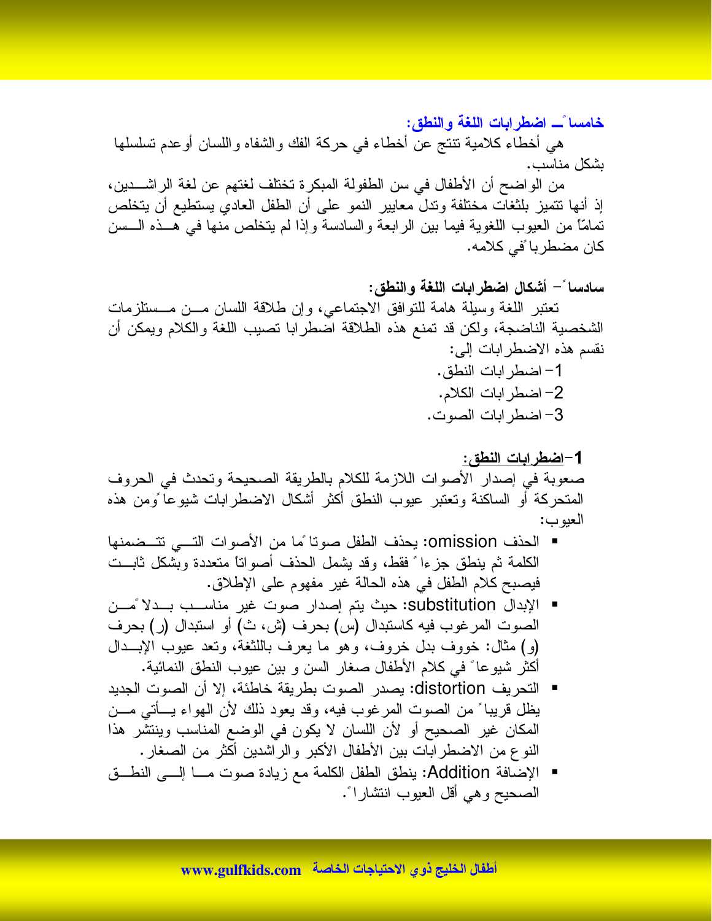## خامساً ـ اضطرابات اللغة والنطق:

هي أخطاء كلامية تنتج عن أخطاء في حركة الفك والشفاه واللسان أوعدم تسلسلها بشكل مناسب.

من الواضح أن الأطفال في سن الطفولة المبكرة تختلف لغتهم عن لغة الراشدين، إذ أنها تتميز بلثغات مختلفة وتدل معايير النمو على أن الطفل العادي يستطيع أن يتخلص تماماً من العيوب اللغوية فيما بين الرابعة والسادسة وإذا لم يتخلص منها في هذه السن كان مضطرباً في كلامه.

## سادساً - أشكال اضطرابات اللغة والنطق:

تعتبر اللغة وسيلة هامة للتوافق الاجتماعي، وإن طلاقة اللسان من مستلزمات الشخصية الناضجة، ولكن قد تمنع هذه الطلاقة اضطرابا تصيب اللغة والكلام ويمكن أن نقسم هذه الاضطرابات إلى:

1- اضطرابات النطق.
2- اضطرابات الكلام.
3- اضطرابات الصوت.

### 1- <u>اضطرابات النطق:</u>

صعوبة في إصدار الأصوات اللازمة للكلام بالطريقة الصحيحة وتحدث في الحروف المتحركة أو الساكنة وتعتبر عيوب النطق أكثر أشكال الاضطرابات شيوعاً ومن هذه العيوب:

- الحذف omission: يحذف الطفل صوتاً ما من الأصوات التي تتضمنها الكلمة ثم ينطق جزءاً فقط، وقد يشمل الحذف أصواتاً متعددة وبشكل ثابت فيصبح كلام الطفل في هذه الحالة غير مفهوم على الإطلاق.
- الإبدال substitution: حيث يتم إصدار صوت غير مناسب بدلاً من الصوت المرغوب فيه كاستبدال (س) بحرف (ش، ث) أو استبدال (ر) بحرف (و) مثال: خووف بدل خروف، وهو ما يعرف باللثغة، وتعد عيوب الإبدال أكثر شيوعاً في كلام الأطفال صغار السن و بين عيوب النطق النمائية.
- التحريف distortion: يصدر الصوت بطريقة خاطئة، إلا أن الصوت الجديد يظل قريباً من الصوت المرغوب فيه، وقد يعود ذلك لأن الهواء يأتي من المكان غير الصحيح أو لأن اللسان لا يكون في الوضع المناسب وينتشر هذا النوع من الاضطرابات بين الأطفال الأكبر والراشدين أكثر من الصغار.
- الإضافة Addition: ينطق الطفل الكلمة مع زيادة صوت ما إلى النطق الصحيح وهي أقل العيوب انتشاراً.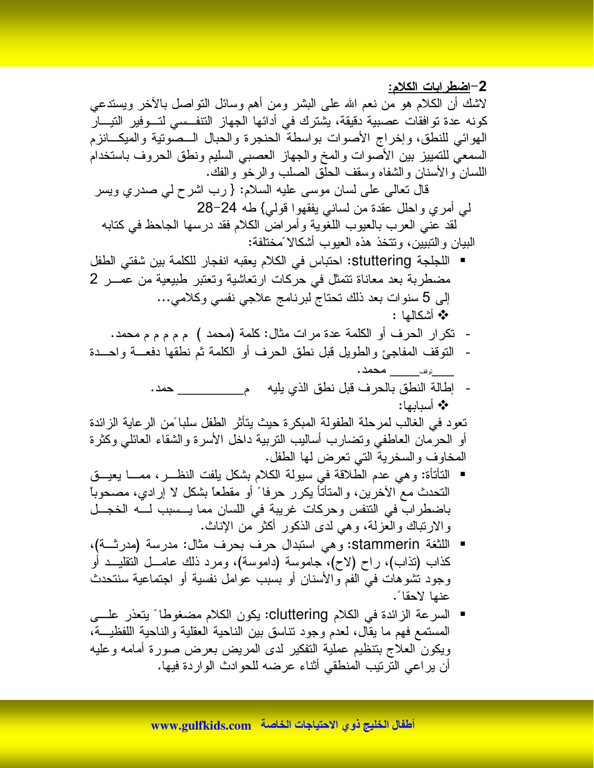## 2-<u>اضطرابات الكلام:</u>

لاشك أن الكلام هو من نعم الله على البشر ومن أهم وسائل التواصل بالآخر ويستدعي كونه عدة توافقات عصبية دقيقة، يشترك في أدائها الجهاز التنفسي لتوفير التيار الهوائي للنطق، وإخراج الأصوات بواسطة الحنجرة والحبال الصوتية والميكانزم السمعي للتمييز بين الأصوات والمخ والجهاز العصبي السليم ونطق الحروف باستخدام اللسان والأسنان والشفاه وسقف الحلق الصلب والرخو والفك.

قال تعالى على لسان موسى عليه السلام: { رب اشرح لي صدري ويسر لي أمري واحلل عقدة من لساني يفقهوا قولي} طه 24-28

لقد عني العرب بالعيوب اللغوية وأمراض الكلام فقد درسها الجاحظ في كتابه البيان والتبيين، وتتخذ هذه العيوب أشكالاً مختلفة:

- اللجلجة stuttering: احتباس في الكلام يعقبه انفجار للكلمة بين شفتي الطفل مضطربة بعد معاناة تتمثل في حركات ارتعاشية وتعتبر طبيعية من عمر 2 إلى 5 سنوات بعد ذلك تحتاج لبرنامج علاجي نفسي وكلامي...

❖ أشكالها :

- تكرار الحرف أو الكلمة عدة مرات مثال: كلمة (محمد ) م م م م م محمد.
- التوقف المفاجئ والطويل قبل نطق الحرف أو الكلمة ثم نطقها دفعة واحدة ____توقف____ محمد.
- إطالة النطق بالحرف قبل نطق الذي يليه م__________ حمد.

❖ أسبابها:

تعود في الغالب لمرحلة الطفولة المبكرة حيث يتأثر الطفل سلباً من الرعاية الزائدة أو الحرمان العاطفي وتضارب أساليب التربية داخل الأسرة والشقاء العائلي وكثرة المخاوف والسخرية التي تعرض لها الطفل.

- التأتأة: وهي عدم الطلاقة في سيولة الكلام بشكل يلفت النظر، مما يعيق التحدث مع الآخرين، والمتأتأ يكرر حرفاً أو مقطعاً بشكل لا إرادي، مصحوباً باضطراب في التنفس وحركات غريبة في اللسان مما يسبب له الخجل والارتباك والعزلة، وهي لدى الذكور أكثر من الإناث.
- اللثغة stammerin: وهي استبدال حرف بحرف مثال: مدرسة (مدرثة)، كذاب (تذاب)، راح (لاح)، جاموسة (داموسة)، ومرد ذلك عامل التقليد أو وجود تشوهات في الفم والأسنان أو بسبب عوامل نفسية أو اجتماعية سنتحدث عنها لاحقاً.
- السرعة الزائدة في الكلام cluttering: يكون الكلام مضغوطاً يتعذر على المستمع فهم ما يقال، لعدم وجود تناسق بين الناحية العقلية والناحية اللفظية، ويكون العلاج بتنظيم عملية التفكير لدى المريض بعرض صورة أمامه وعليه أن يراعي الترتيب المنطقي أثناء عرضه للحوادث الواردة فيها.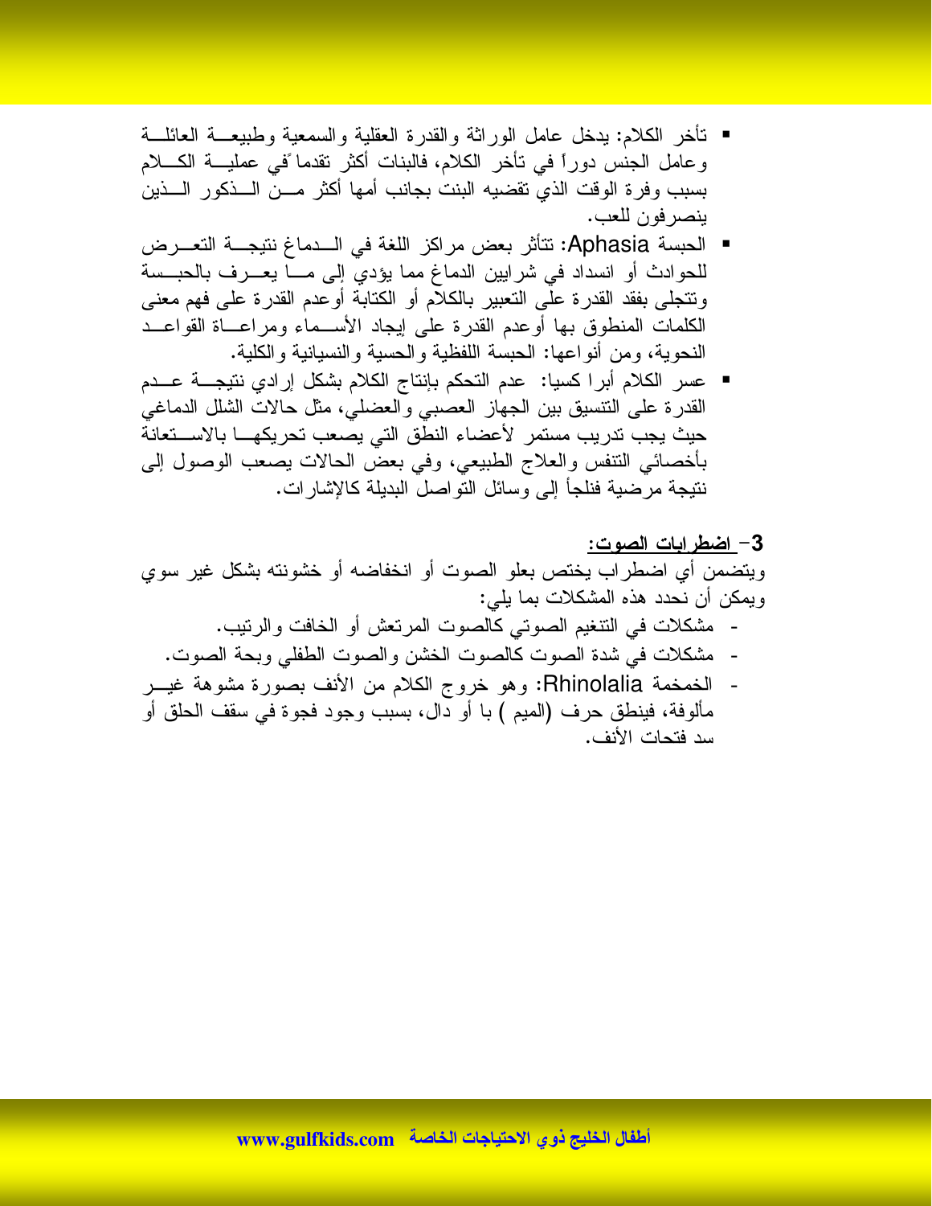- تأخر الكلام: يدخل عامل الوراثة والقدرة العقلية والسمعية وطبيعة العائلة وعامل الجنس دوراً في تأخر الكلام، فالبنات أكثر تقدماً في عملية الكلام بسبب وفرة الوقت الذي تقضيه البنت بجانب أمها أكثر من الذكور الذين ينصرفون للعب.
- الحبسة Aphasia: تتأثر بعض مراكز اللغة في الدماغ نتيجة التعرض للحوادث أو انسداد في شرايين الدماغ مما يؤدي إلى ما يعرف بالحبسة وتتجلى بفقد القدرة على التعبير بالكلام أو الكتابة أوعدم القدرة على فهم معنى الكلمات المنطوق بها أوعدم القدرة على إيجاد الأسماء ومراعاة القواعد النحوية، ومن أنواعها: الحبسة اللفظية والحسية والنسيانية والكلية.
- عسر الكلام أبرا كسيا: عدم التحكم بإنتاج الكلام بشكل إرادي نتيجة عدم القدرة على التنسيق بين الجهاز العصبي والعضلي، مثل حالات الشلل الدماغي حيث يجب تدريب مستمر لأعضاء النطق التي يصعب تحريكها بالاستعانة بأخصائي التنفس والعلاج الطبيعي، وفي بعض الحالات يصعب الوصول إلى نتيجة مرضية فنلجأ إلى وسائل التواصل البديلة كالإشارات.

**3- <u>اضطرابات الصوت:</u>**

ويتضمن أي اضطراب يختص بعلو الصوت أو انخفاضه أو خشونته بشكل غير سوي ويمكن أن نحدد هذه المشكلات بما يلي:

- مشكلات في التنغيم الصوتي كالصوت المرتعش أو الخافت والرتيب.
- مشكلات في شدة الصوت كالصوت الخشن والصوت الطفلي وبحة الصوت.
- الخمخمة Rhinolalia: وهو خروج الكلام من الأنف بصورة مشوهة غير مألوفة، فينطق حرف (الميم ) با أو دال، بسبب وجود فجوة في سقف الحلق أو سد فتحات الأنف.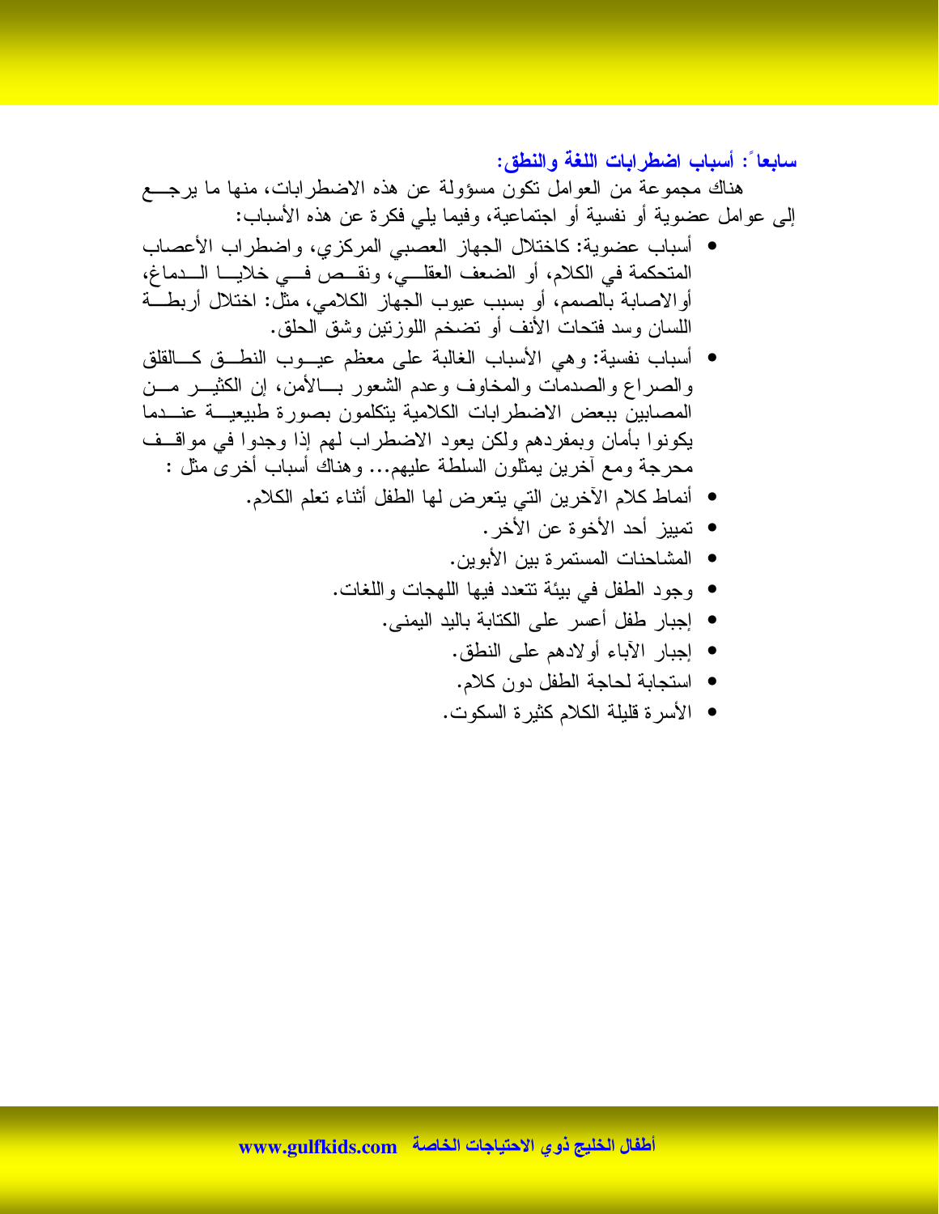### سابعاً: أسباب اضطرابات اللغة والنطق:

هناك مجموعة من العوامل تكون مسؤولة عن هذه الاضطرابات، منها ما يرجع إلى عوامل عضوية أو نفسية أو اجتماعية، وفيما يلي فكرة عن هذه الأسباب:

- أسباب عضوية: كاختلال الجهاز العصبي المركزي، واضطراب الأعصاب المتحكمة في الكلام، أو الضعف العقلي، ونقص في خلايا الدماغ، أوالاصابة بالصمم، أو بسبب عيوب الجهاز الكلامي، مثل: اختلال أربطة اللسان وسد فتحات الأنف أو تضخم اللوزتين وشق الحلق.
- أسباب نفسية: وهي الأسباب الغالبة على معظم عيوب النطق كالقلق والصراع والصدمات والمخاوف وعدم الشعور بالأمن، إن الكثير من المصابين ببعض الاضطرابات الكلامية يتكلمون بصورة طبيعية عندما يكونوا بأمان وبمفردهم ولكن يعود الاضطراب لهم إذا وجدوا في مواقف محرجة ومع آخرين يمثلون السلطة عليهم... وهناك أسباب أخرى مثل :
- أنماط كلام الآخرين التي يتعرض لها الطفل أثناء تعلم الكلام.
- تمييز أحد الأخوة عن الأخر.
- المشاحنات المستمرة بين الأبوين.
- وجود الطفل في بيئة تتعدد فيها اللهجات واللغات.
- إجبار طفل أعسر على الكتابة باليد اليمنى.
- إجبار الآباء أولادهم على النطق.
- استجابة لحاجة الطفل دون كلام.
- الأسرة قليلة الكلام كثيرة السكوت.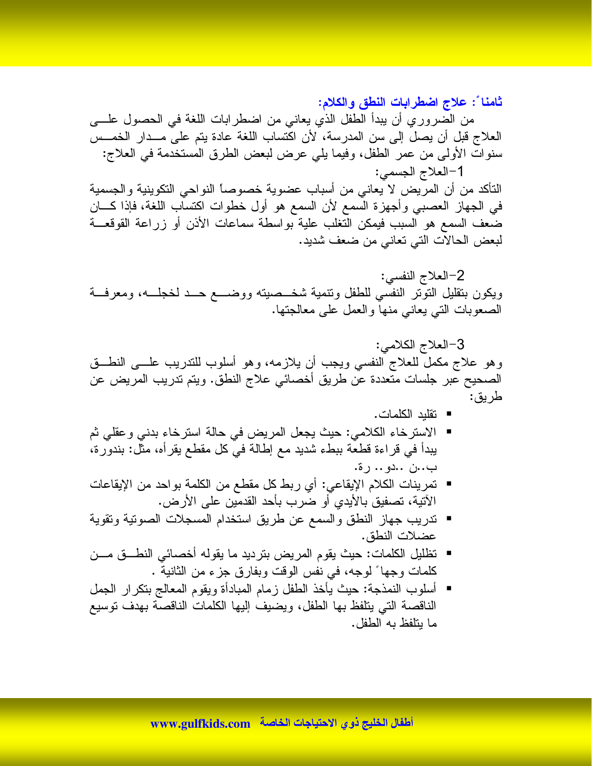### ثامناً: علاج اضطرابات النطق والكلام:

من الضروري أن يبدأ الطفل الذي يعاني من اضطرابات اللغة في الحصول على العلاج قبل أن يصل إلى سن المدرسة، لأن اكتساب اللغة عادة يتم على مدار الخمس سنوات الأولى من عمر الطفل، وفيما يلي عرض لبعض الطرق المستخدمة في العلاج:

1-العلاج الجسمي:

التأكد من أن المريض لا يعاني من أسباب عضوية خصوصاً النواحي التكوينية والجسمية في الجهاز العصبي وأجهزة السمع لأن السمع هو أول خطوات اكتساب اللغة، فإذا كان ضعف السمع هو السبب فيمكن التغلب علية بواسطة سماعات الأذن أو زراعة القوقعة لبعض الحالات التي تعاني من ضعف شديد.

2-العلاج النفسي:

ويكون بتقليل التوتر النفسي للطفل وتنمية شخصيته ووضع حد لخجله، ومعرفة الصعوبات التي يعاني منها والعمل على معالجتها.

3-العلاج الكلامي:

وهو علاج مكمل للعلاج النفسي ويجب أن يلازمه، وهو أسلوب للتدريب على النطق الصحيح عبر جلسات متعددة عن طريق أخصائي علاج النطق. ويتم تدريب المريض عن طريق:

- تقليد الكلمات.
- الاسترخاء الكلامي: حيث يجعل المريض في حالة استرخاء بدني وعقلي ثم يبدأ في قراءة قطعة ببطء شديد مع إطالة في كل مقطع يقرأه، مثل: بندورة، ب..ن ..دو.. رة.
- تمرينات الكلام الإيقاعي: أي ربط كل مقطع من الكلمة بواحد من الإيقاعات الآتية، تصفيق بالأيدي أو ضرب بأحد القدمين على الأرض.
- تدريب جهاز النطق والسمع عن طريق استخدام المسجلات الصوتية وتقوية عضلات النطق.
- تظليل الكلمات: حيث يقوم المريض بترديد ما يقوله أخصائي النطق من كلمات وجهاً لوجه، في نفس الوقت وبفارق جزء من الثانية .
- أسلوب النمذجة: حيث يأخذ الطفل زمام المبادأة ويقوم المعالج بتكرار الجمل الناقصة التي يتلفظ بها الطفل، ويضيف إليها الكلمات الناقصة بهدف توسيع ما يتلفظ به الطفل.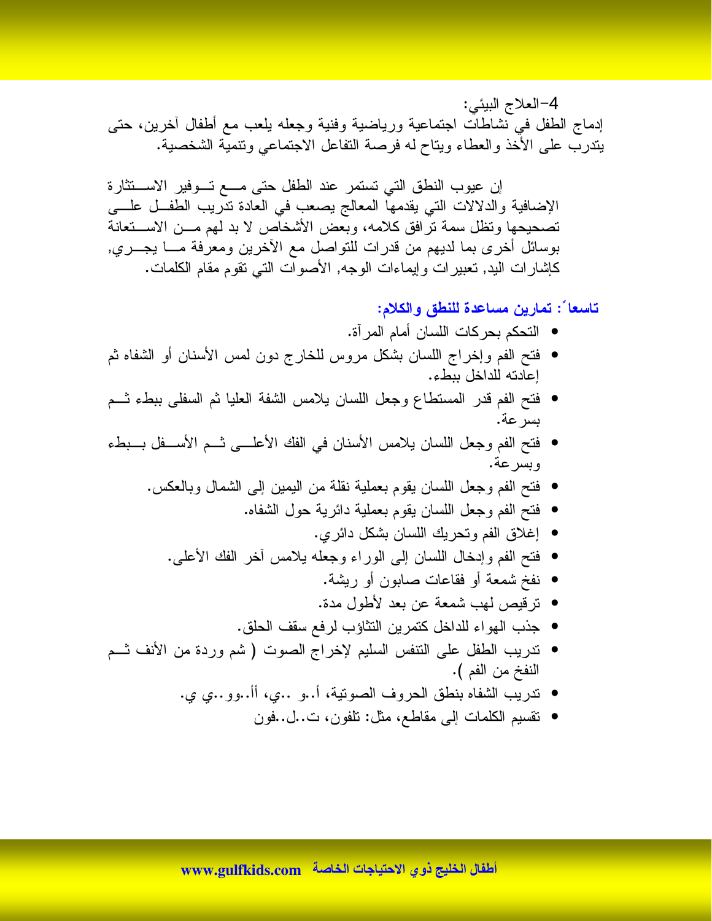4-العلاج البيئي:

إدماج الطفل في نشاطات اجتماعية ورياضية وفنية وجعله يلعب مع أطفال آخرين، حتى يتدرب على الأخذ والعطاء ويتاح له فرصة التفاعل الاجتماعي وتنمية الشخصية.

إن عيوب النطق التي تستمر عند الطفل حتى مع توفير الاستثارة الإضافية والدلالات التي يقدمها المعالج يصعب في العادة تدريب الطفل على تصحيحها وتظل سمة ترافق كلامه، وبعض الأشخاص لا بد لهم من الاستعانة بوسائل أخرى بما لديهم من قدرات للتواصل مع الآخرين ومعرفة ما يجري, كإشارات اليد, تعبيرات وإيماءات الوجه, الأصوات التي تقوم مقام الكلمات.

## تاسعاً: تمارين مساعدة للنطق والكلام:

- التحكم بحركات اللسان أمام المرآة.
- فتح الفم وإخراج اللسان بشكل مروس للخارج دون لمس الأسنان أو الشفاه ثم إعادته للداخل ببطء.
- فتح الفم قدر المستطاع وجعل اللسان يلامس الشفة العليا ثم السفلى ببطء ثم بسرعة.
- فتح الفم وجعل اللسان يلامس الأسنان في الفك الأعلى ثم الأسفل ببطء وبسرعة.
- فتح الفم وجعل اللسان يقوم بعملية نقلة من اليمين إلى الشمال وبالعكس.
- فتح الفم وجعل اللسان يقوم بعملية دائرية حول الشفاه.
- إغلاق الفم وتحريك اللسان بشكل دائري.
- فتح الفم وإدخال اللسان إلى الوراء وجعله يلامس آخر الفك الأعلى.
- نفخ شمعة أو فقاعات صابون أو ريشة.
- ترقيص لهب شمعة عن بعد لأطول مدة.
- جذب الهواء للداخل كتمرين التثاؤب لرفع سقف الحلق.
- تدريب الطفل على التنفس السليم لإخراج الصوت ( شم وردة من الأنف ثم النفخ من الفم ).
- تدريب الشفاه بنطق الحروف الصوتية، أ..و ..ي، أأ..وو..ي ي.
- تقسيم الكلمات إلى مقاطع، مثل: تلفون، ت..ل..فون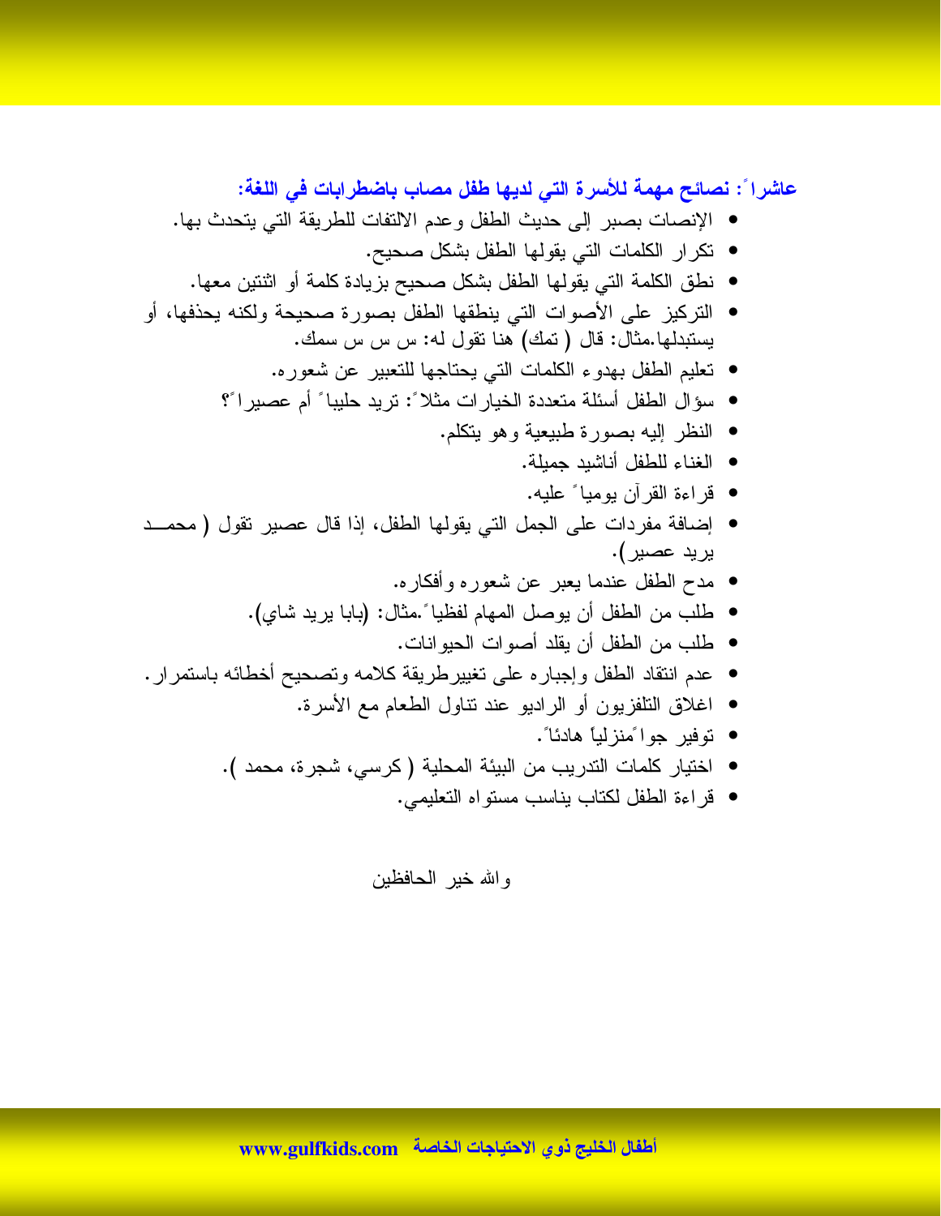### عاشراً: نصائح مهمة للأسرة التي لديها طفل مصاب باضطرابات في اللغة:

- الإنصات بصبر إلى حديث الطفل وعدم الالتفات للطريقة التي يتحدث بها.
- تكرار الكلمات التي يقولها الطفل بشكل صحيح.
- نطق الكلمة التي يقولها الطفل بشكل صحيح بزيادة كلمة أو اثنتين معها.
- التركيز على الأصوات التي ينطقها الطفل بصورة صحيحة ولكنه يحذفها، أو يستبدلها.مثال: قال ( تمك) هنا تقول له: س س س سمك.
- تعليم الطفل بهدوء الكلمات التي يحتاجها للتعبير عن شعوره.
- سؤال الطفل أسئلة متعددة الخيارات مثلاً: تريد حليباً أم عصيراً؟
- النظر إليه بصورة طبيعية وهو يتكلم.
- الغناء للطفل أناشيد جميلة.
- قراءة القرآن يومياً عليه.
- إضافة مفردات على الجمل التي يقولها الطفل، إذا قال عصير تقول ( محمد يريد عصير).
- مدح الطفل عندما يعبر عن شعوره وأفكاره.
- طلب من الطفل أن يوصل المهام لفظياً.مثال: (بابا يريد شاي).
- طلب من الطفل أن يقلد أصوات الحيوانات.
- عدم انتقاد الطفل وإجباره على تغييرطريقة كلامه وتصحيح أخطائه باستمرار.
- اغلاق التلفزيون أو الراديو عند تناول الطعام مع الأسرة.
- توفير جواً منزلياً هادئاً.
- اختيار كلمات التدريب من البيئة المحلية ( كرسي، شجرة، محمد ).
- قراءة الطفل لكتاب يناسب مستواه التعليمي.

والله خير الحافظين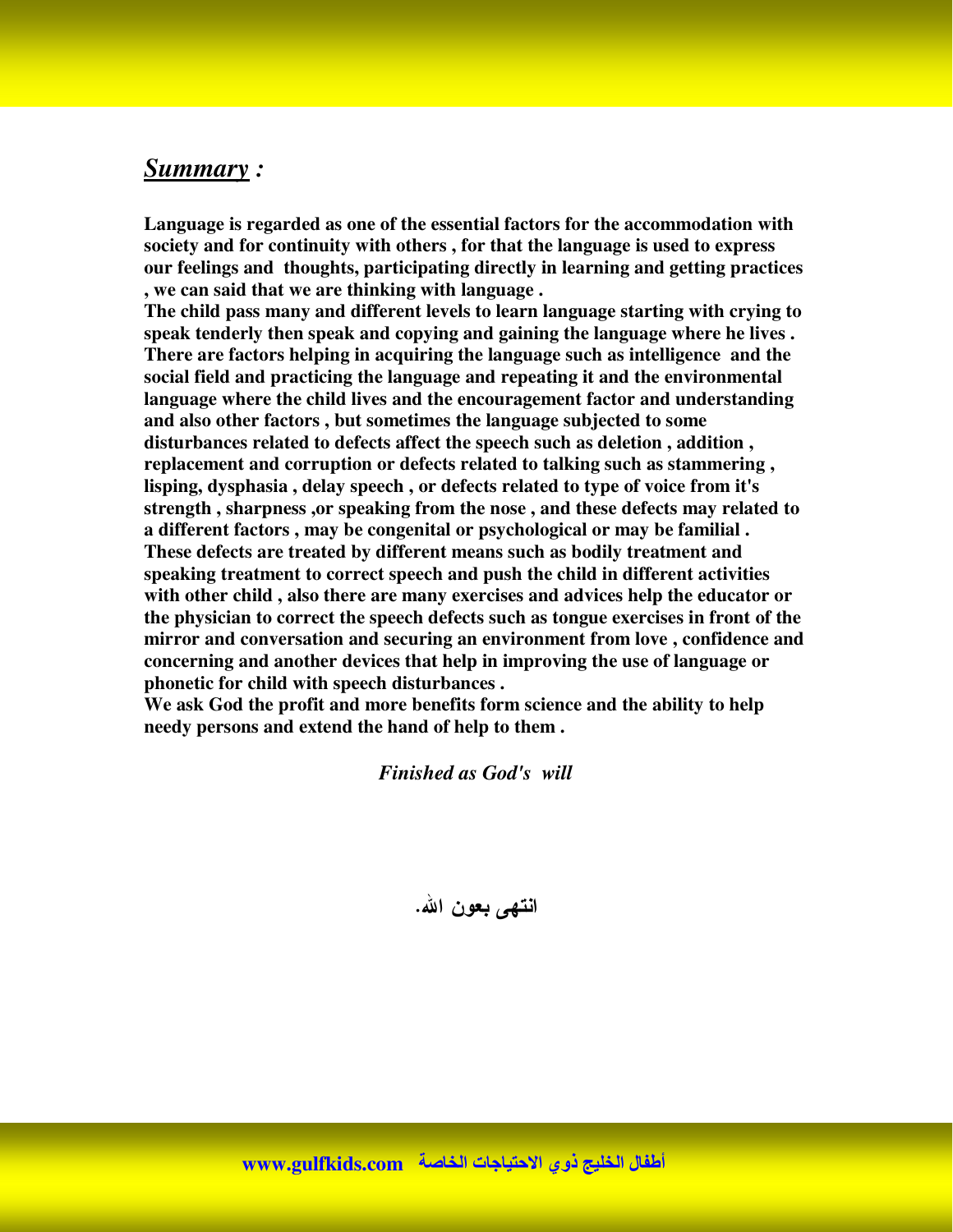## *Summary :*

**Language is regarded as one of the essential factors for the accommodation with society and for continuity with others , for that the language is used to express our feelings and thoughts, participating directly in learning and getting practices , we can said that we are thinking with language .**
**The child pass many and different levels to learn language starting with crying to speak tenderly then speak and copying and gaining the language where he lives . There are factors helping in acquiring the language such as intelligence and the social field and practicing the language and repeating it and the environmental language where the child lives and the encouragement factor and understanding and also other factors , but sometimes the language subjected to some disturbances related to defects affect the speech such as deletion , addition , replacement and corruption or defects related to talking such as stammering , lisping, dysphasia , delay speech , or defects related to type of voice from it's strength , sharpness ,or speaking from the nose , and these defects may related to a different factors , may be congenital or psychological or may be familial . These defects are treated by different means such as bodily treatment and speaking treatment to correct speech and push the child in different activities with other child , also there are many exercises and advices help the educator or the physician to correct the speech defects such as tongue exercises in front of the mirror and conversation and securing an environment from love , confidence and concerning and another devices that help in improving the use of language or phonetic for child with speech disturbances .**
**We ask God the profit and more benefits form science and the ability to help needy persons and extend the hand of help to them .**

*Finished as God's will*

**انتهى بعون الله.**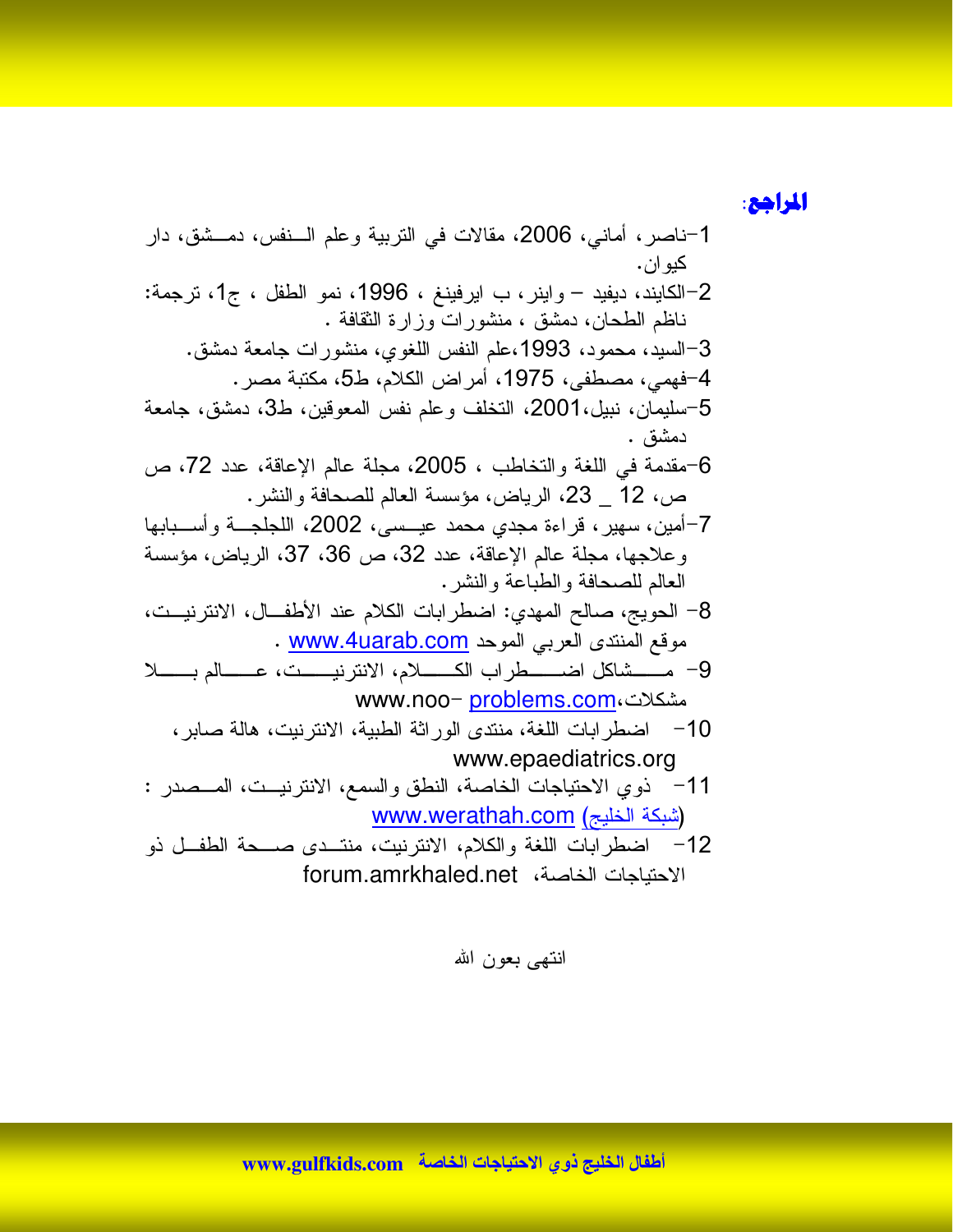**المراجع**:

1-ناصر، أماني، 2006، مقالات في التربية وعلم النفس، دمشق، دار كيوان.

2-الكايند، ديفيد – واينر، ب ايرفينغ ، 1996، نمو الطفل ، ج1، ترجمة: ناظم الطحان، دمشق ، منشورات وزارة الثقافة .

3-السيد، محمود، 1993،علم النفس اللغوي، منشورات جامعة دمشق.

4-فهمي، مصطفى، 1975، أمراض الكلام، ط5، مكتبة مصر.

5-سليمان، نبيل،2001، التخلف وعلم نفس المعوقين، ط3، دمشق، جامعة دمشق .

6-مقدمة في اللغة والتخاطب ، 2005، مجلة عالم الإعاقة، عدد 72، ص ص، 12 _ 23، الرياض، مؤسسة العالم للصحافة والنشر.

7-أمين، سهير، قراءة مجدي محمد عيسى، 2002، اللجلجة وأسبابها وعلاجها، مجلة عالم الإعاقة، عدد 32، ص 36، 37، الرياض، مؤسسة العالم للصحافة والطباعة والنشر.

8- الحويج، صالح المهدي: اضطرابات الكلام عند الأطفال، الانترنيت، موقع المنتدى العربي الموحد www.4uarab.com .

9- مشاكل اضطراب الكلام، الانترنيت، عالم بلا مشكلات،www.noo- problems.com

10- اضطرابات اللغة، منتدى الوراثة الطبية، الانترنيت، هالة صابر، www.epaediatrics.org

11- ذوي الاحتياجات الخاصة، النطق والسمع، الانترنيت، المصدر : (شبكة الخليج www.werathah.com

12- اضطرابات اللغة والكلام، الانترنيت، منتدى صحة الطفل ذو الاحتياجات الخاصة، forum.amrkhaled.net

انتهى بعون الله